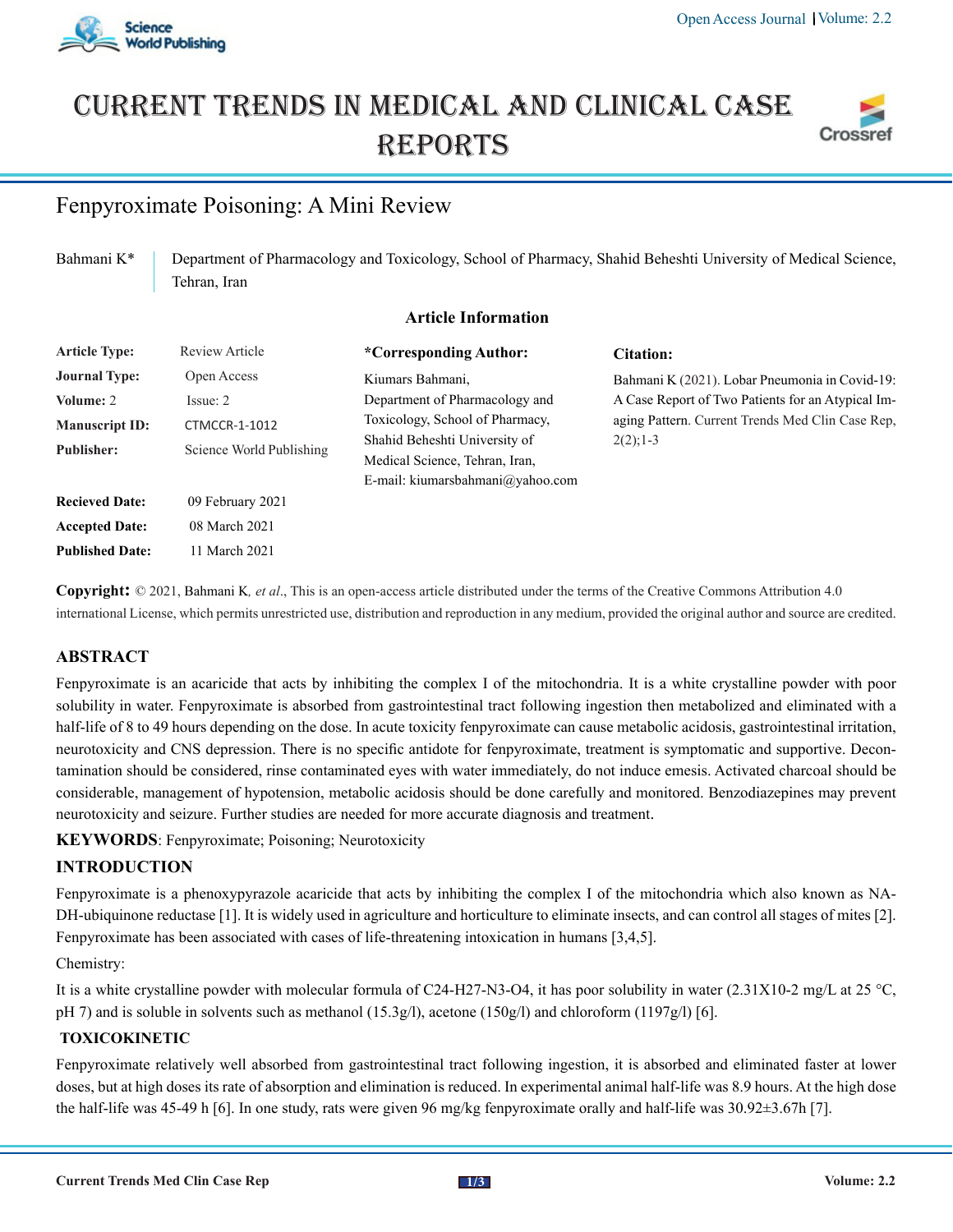# CURRENT TRENDS IN MEDICAL AND CLINICAL CASE REPORTS

## Fenpyroximate Poisoning: A Mini Review

Bahmani K* | Department of Pharmacology and Toxicology, School of Pharmacy, Shahid Beheshti University of Medical Science, Tehran, Iran

### Article Information

**Article Type:** Review Article
**Journal Type:** Open Access
**Volume:** 2 Issue: 2
**Manuscript ID:** CTMCCR-1-1012
**Publisher:** Science World Publishing

**Recieved Date:** 09 February 2021
**Accepted Date:** 08 March 2021
**Published Date:** 11 March 2021

**\*Corresponding Author:**
Kiumars Bahmani,
Department of Pharmacology and Toxicology, School of Pharmacy, Shahid Beheshti University of Medical Science, Tehran, Iran,
E-mail: kiumarsbahmani@yahoo.com

**Citation:**
Bahmani K (2021). Lobar Pneumonia in Covid-19: A Case Report of Two Patients for an Atypical Imaging Pattern. Current Trends Med Clin Case Rep, 2(2);1-3

**Copyright:** © 2021, Bahmani K*, et al*., This is an open-access article distributed under the terms of the Creative Commons Attribution 4.0 international License, which permits unrestricted use, distribution and reproduction in any medium, provided the original author and source are credited.

## ABSTRACT

Fenpyroximate is an acaricide that acts by inhibiting the complex I of the mitochondria. It is a white crystalline powder with poor solubility in water. Fenpyroximate is absorbed from gastrointestinal tract following ingestion then metabolized and eliminated with a half-life of 8 to 49 hours depending on the dose. In acute toxicity fenpyroximate can cause metabolic acidosis, gastrointestinal irritation, neurotoxicity and CNS depression. There is no specific antidote for fenpyroximate, treatment is symptomatic and supportive. Decontamination should be considered, rinse contaminated eyes with water immediately, do not induce emesis. Activated charcoal should be considerable, management of hypotension, metabolic acidosis should be done carefully and monitored. Benzodiazepines may prevent neurotoxicity and seizure. Further studies are needed for more accurate diagnosis and treatment.

**KEYWORDS**: Fenpyroximate; Poisoning; Neurotoxicity

## INTRODUCTION

Fenpyroximate is a phenoxypyrazole acaricide that acts by inhibiting the complex I of the mitochondria which also known as NADH-ubiquinone reductase [1]. It is widely used in agriculture and horticulture to eliminate insects, and can control all stages of mites [2]. Fenpyroximate has been associated with cases of life-threatening intoxication in humans [3,4,5].

Chemistry:

It is a white crystalline powder with molecular formula of C24-H27-N3-O4, it has poor solubility in water (2.31X10-2 mg/L at 25 °C, pH 7) and is soluble in solvents such as methanol (15.3g/l), acetone (150g/l) and chloroform (1197g/l) [6].

## TOXICOKINETIC

Fenpyroximate relatively well absorbed from gastrointestinal tract following ingestion, it is absorbed and eliminated faster at lower doses, but at high doses its rate of absorption and elimination is reduced. In experimental animal half-life was 8.9 hours. At the high dose the half-life was 45-49 h [6]. In one study, rats were given 96 mg/kg fenpyroximate orally and half-life was 30.92±3.67h [7].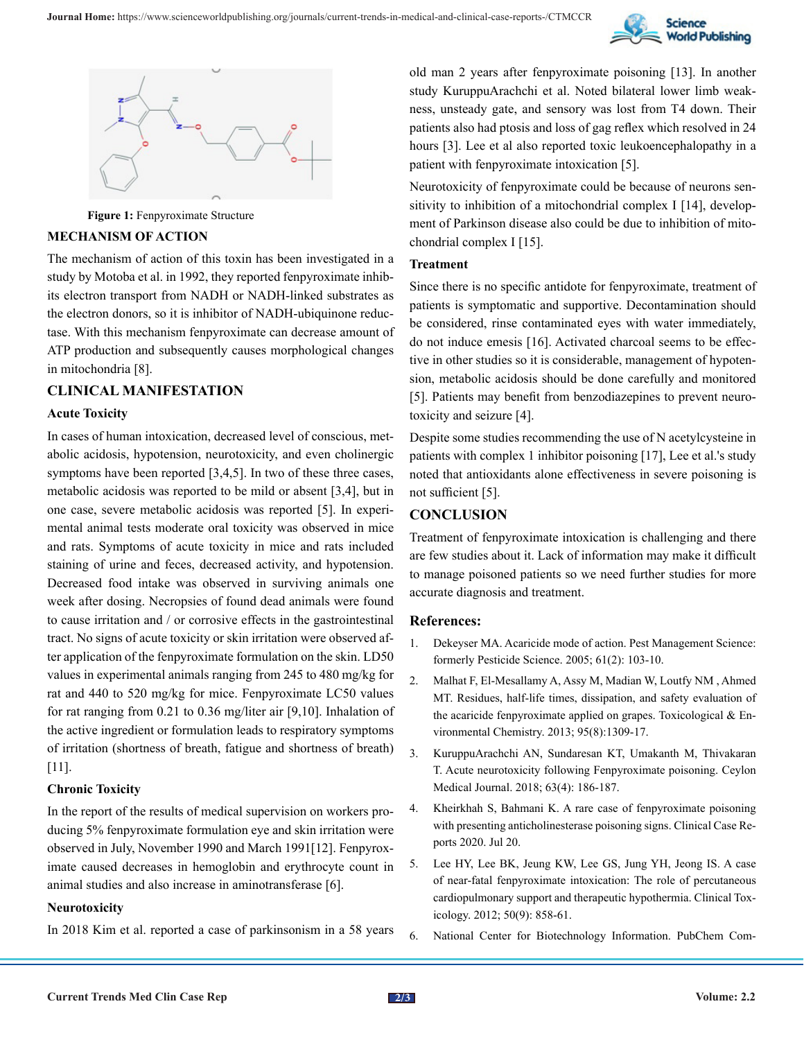Figure 1: Fenpyroximate Structure

## MECHANISM OF ACTION

The mechanism of action of this toxin has been investigated in a study by Motoba et al. in 1992, they reported fenpyroximate inhibits its electron transport from NADH or NADH-linked substrates as the electron donors, so it is inhibitor of NADH-ubiquinone reductase. With this mechanism fenpyroximate can decrease amount of ATP production and subsequently causes morphological changes in mitochondria [8].

## CLINICAL MANIFESTATION

### Acute Toxicity

In cases of human intoxication, decreased level of conscious, metabolic acidosis, hypotension, neurotoxicity, and even cholinergic symptoms have been reported [3,4,5]. In two of these three cases, metabolic acidosis was reported to be mild or absent [3,4], but in one case, severe metabolic acidosis was reported [5]. In experimental animal tests moderate oral toxicity was observed in mice and rats. Symptoms of acute toxicity in mice and rats included staining of urine and feces, decreased activity, and hypotension. Decreased food intake was observed in surviving animals one week after dosing. Necropsies of found dead animals were found to cause irritation and / or corrosive effects in the gastrointestinal tract. No signs of acute toxicity or skin irritation were observed after application of the fenpyroximate formulation on the skin. LD50 values in experimental animals ranging from 245 to 480 mg/kg for rat and 440 to 520 mg/kg for mice. Fenpyroximate LC50 values for rat ranging from 0.21 to 0.36 mg/liter air [9,10]. Inhalation of the active ingredient or formulation leads to respiratory symptoms of irritation (shortness of breath, fatigue and shortness of breath) [11].

### Chronic Toxicity

In the report of the results of medical supervision on workers producing 5% fenpyroximate formulation eye and skin irritation were observed in July, November 1990 and March 1991[12]. Fenpyroximate caused decreases in hemoglobin and erythrocyte count in animal studies and also increase in aminotransferase [6].

### Neurotoxicity

In 2018 Kim et al. reported a case of parkinsonism in a 58 years old man 2 years after fenpyroximate poisoning [13]. In another study KuruppuArachchi et al. Noted bilateral lower limb weakness, unsteady gate, and sensory was lost from T4 down. Their patients also had ptosis and loss of gag reflex which resolved in 24 hours [3]. Lee et al also reported toxic leukoencephalopathy in a patient with fenpyroximate intoxication [5].

Neurotoxicity of fenpyroximate could be because of neurons sensitivity to inhibition of a mitochondrial complex I [14], development of Parkinson disease also could be due to inhibition of mitochondrial complex I [15].

### Treatment

Since there is no specific antidote for fenpyroximate, treatment of patients is symptomatic and supportive. Decontamination should be considered, rinse contaminated eyes with water immediately, do not induce emesis [16]. Activated charcoal seems to be effective in other studies so it is considerable, management of hypotension, metabolic acidosis should be done carefully and monitored [5]. Patients may benefit from benzodiazepines to prevent neurotoxicity and seizure [4].

Despite some studies recommending the use of N acetylcysteine in patients with complex 1 inhibitor poisoning [17], Lee et al.'s study noted that antioxidants alone effectiveness in severe poisoning is not sufficient [5].

## CONCLUSION

Treatment of fenpyroximate intoxication is challenging and there are few studies about it. Lack of information may make it difficult to manage poisoned patients so we need further studies for more accurate diagnosis and treatment.

## References:

1. Dekeyser MA. Acaricide mode of action. Pest Management Science: formerly Pesticide Science. 2005; 61(2): 103-10.
2. Malhat F, El-Mesallamy A, Assy M, Madian W, Loutfy NM , Ahmed MT. Residues, half-life times, dissipation, and safety evaluation of the acaricide fenpyroximate applied on grapes. Toxicological & Environmental Chemistry. 2013; 95(8):1309-17.
3. KuruppuArachchi AN, Sundaresan KT, Umakanth M, Thivakaran T. Acute neurotoxicity following Fenpyroximate poisoning. Ceylon Medical Journal. 2018; 63(4): 186-187.
4. Kheirkhah S, Bahmani K. A rare case of fenpyroximate poisoning with presenting anticholinesterase poisoning signs. Clinical Case Reports 2020. Jul 20.
5. Lee HY, Lee BK, Jeung KW, Lee GS, Jung YH, Jeong IS. A case of near-fatal fenpyroximate intoxication: The role of percutaneous cardiopulmonary support and therapeutic hypothermia. Clinical Toxicology. 2012; 50(9): 858-61.
6. National Center for Biotechnology Information. PubChem Com-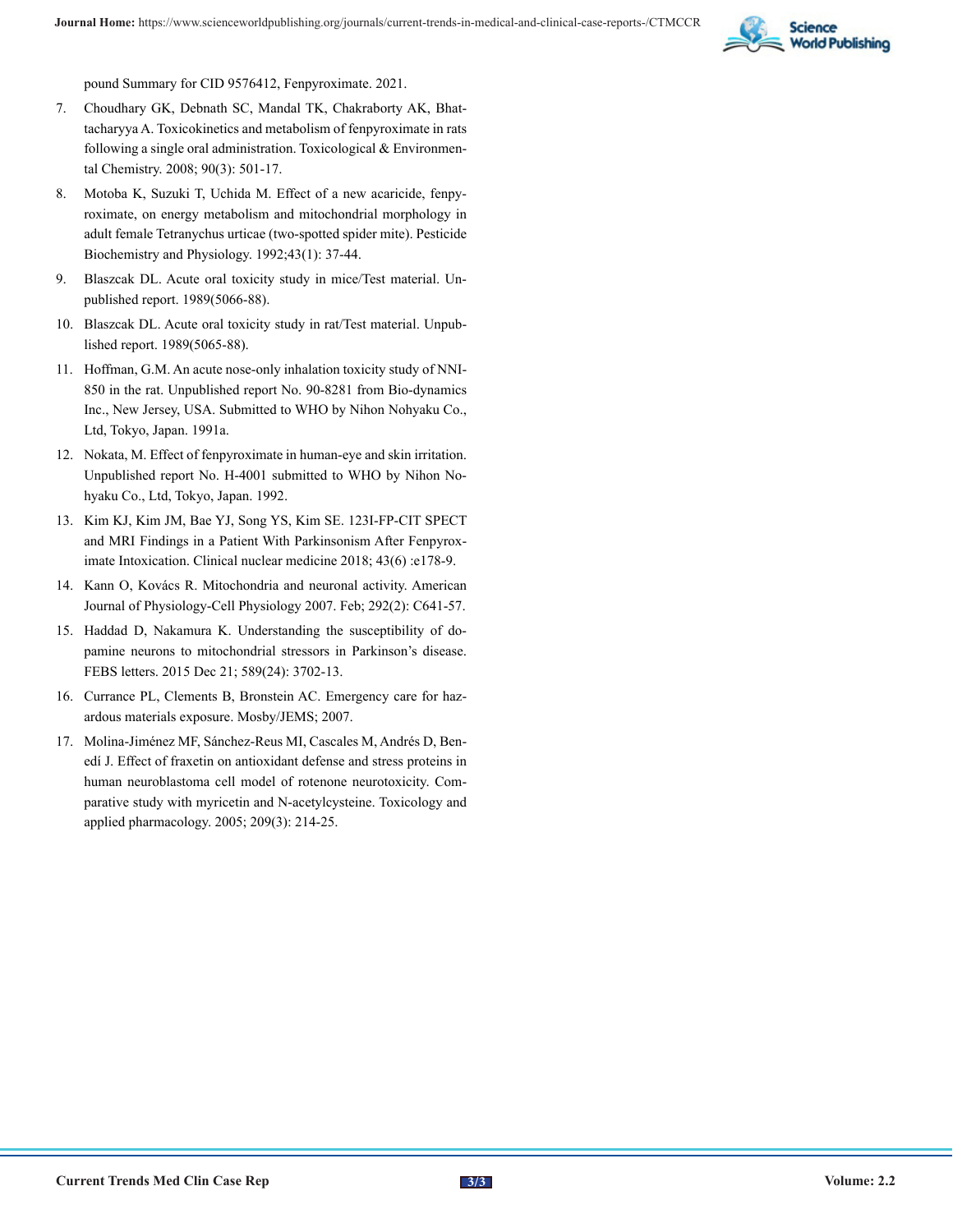pound Summary for CID 9576412, Fenpyroximate. 2021.

7. Choudhary GK, Debnath SC, Mandal TK, Chakraborty AK, Bhattacharyya A. Toxicokinetics and metabolism of fenpyroximate in rats following a single oral administration. Toxicological & Environmental Chemistry. 2008; 90(3): 501-17.
8. Motoba K, Suzuki T, Uchida M. Effect of a new acaricide, fenpyroximate, on energy metabolism and mitochondrial morphology in adult female Tetranychus urticae (two-spotted spider mite). Pesticide Biochemistry and Physiology. 1992;43(1): 37-44.
9. Blaszcak DL. Acute oral toxicity study in mice/Test material. Unpublished report. 1989(5066-88).
10. Blaszcak DL. Acute oral toxicity study in rat/Test material. Unpublished report. 1989(5065-88).
11. Hoffman, G.M. An acute nose-only inhalation toxicity study of NNI-850 in the rat. Unpublished report No. 90-8281 from Bio-dynamics Inc., New Jersey, USA. Submitted to WHO by Nihon Nohyaku Co., Ltd, Tokyo, Japan. 1991a.
12. Nokata, M. Effect of fenpyroximate in human-eye and skin irritation. Unpublished report No. H-4001 submitted to WHO by Nihon Nohyaku Co., Ltd, Tokyo, Japan. 1992.
13. Kim KJ, Kim JM, Bae YJ, Song YS, Kim SE. 123I-FP-CIT SPECT and MRI Findings in a Patient With Parkinsonism After Fenpyroximate Intoxication. Clinical nuclear medicine 2018; 43(6) :e178-9.
14. Kann O, Kovács R. Mitochondria and neuronal activity. American Journal of Physiology-Cell Physiology 2007. Feb; 292(2): C641-57.
15. Haddad D, Nakamura K. Understanding the susceptibility of dopamine neurons to mitochondrial stressors in Parkinson's disease. FEBS letters. 2015 Dec 21; 589(24): 3702-13.
16. Currance PL, Clements B, Bronstein AC. Emergency care for hazardous materials exposure. Mosby/JEMS; 2007.
17. Molina-Jiménez MF, Sánchez-Reus MI, Cascales M, Andrés D, Benedí J. Effect of fraxetin on antioxidant defense and stress proteins in human neuroblastoma cell model of rotenone neurotoxicity. Comparative study with myricetin and N-acetylcysteine. Toxicology and applied pharmacology. 2005; 209(3): 214-25.